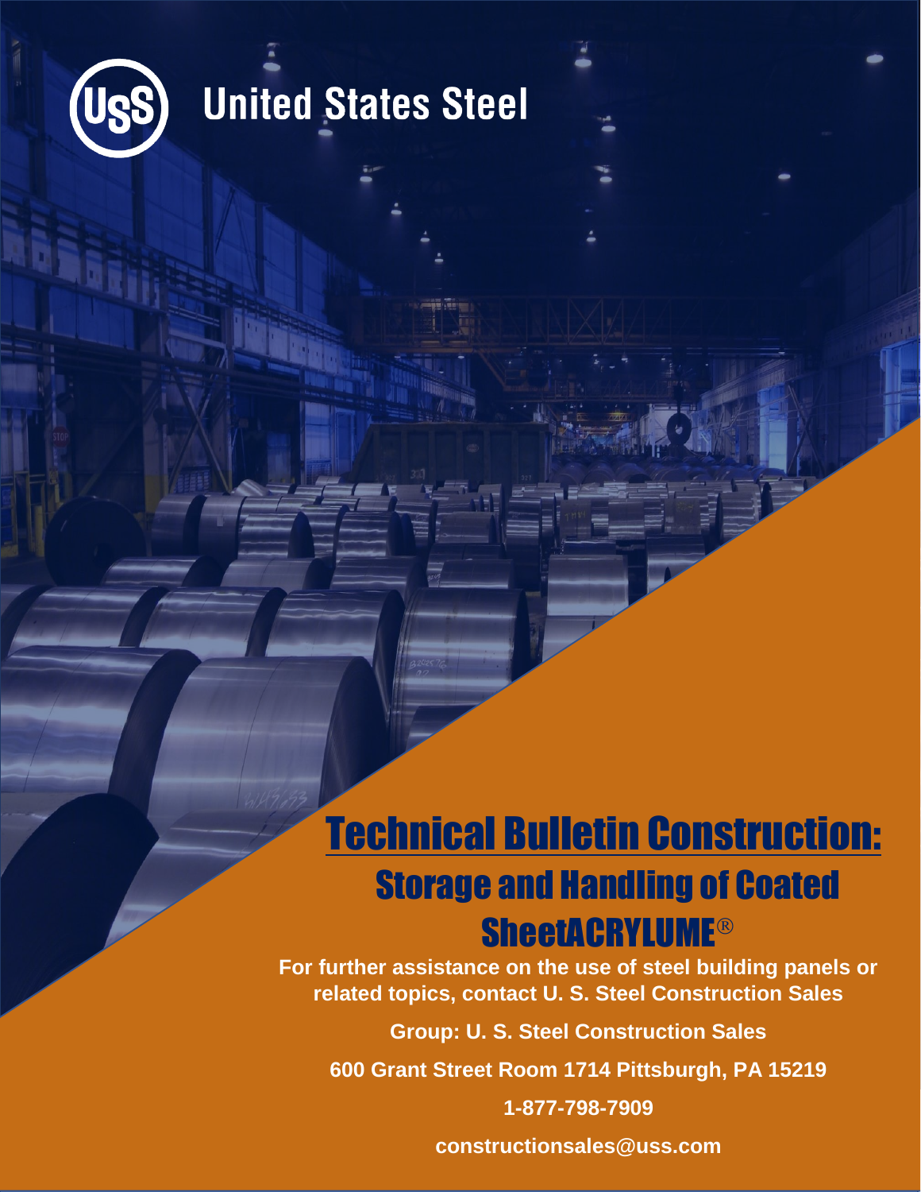United States Steel

# Technical Bulletin Construction:

## Storage and Handling of Coated SheetACRYLUME®

**For further assistance on the use of steel building panels or related topics, contact U. S. Steel Construction Sales**

**Group: U. S. Steel Construction Sales**

**600 Grant Street Room 1714 Pittsburgh, PA 15219**

**1-877-798-7909**

**constructionsales@uss.com**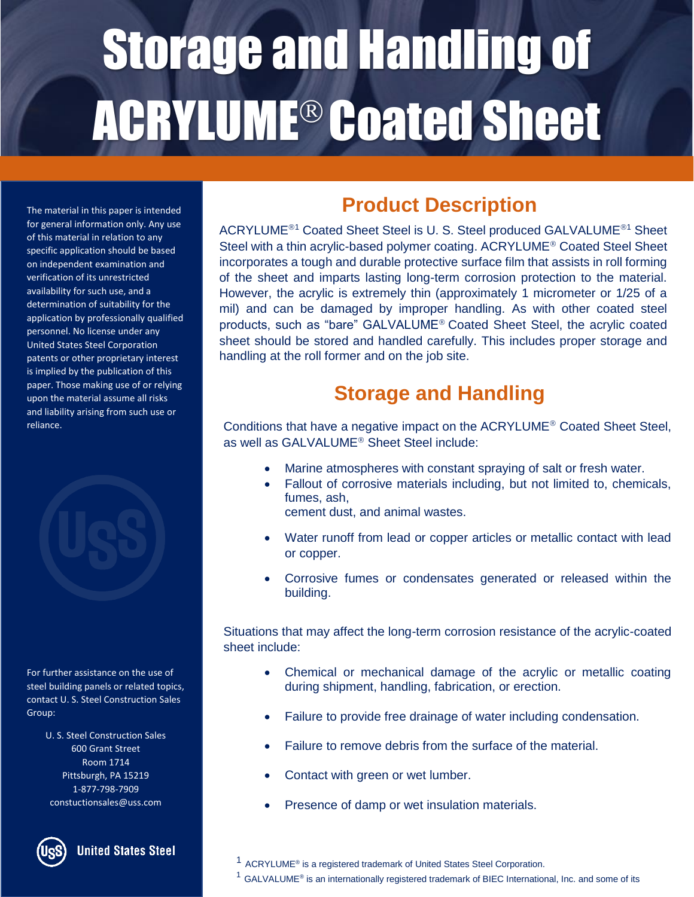# Storage and Handling of ACRYLUME® Coated Sheet

The material in this paper is intended for general information only. Any use of this material in relation to any specific application should be based on independent examination and verification of its unrestricted availability for such use, and a determination of suitability for the application by professionally qualified personnel. No license under any United States Steel Corporation patents or other proprietary interest is implied by the publication of this paper. Those making use of or relying upon the material assume all risks and liability arising from such use or reliance.

For further assistance on the use of steel building panels or related topics, contact U. S. Steel Construction Sales Group:

U. S. Steel Construction Sales
600 Grant Street
Room 1714
Pittsburgh, PA 15219
1-877-798-7909
constuctionsales@uss.com

United States Steel

## Product Description

ACRYLUME®[1] Coated Sheet Steel is U. S. Steel produced GALVALUME®[1] Sheet Steel with a thin acrylic-based polymer coating. ACRYLUME® Coated Steel Sheet incorporates a tough and durable protective surface film that assists in roll forming of the sheet and imparts lasting long-term corrosion protection to the material. However, the acrylic is extremely thin (approximately 1 micrometer or 1/25 of a mil) and can be damaged by improper handling. As with other coated steel products, such as "bare" GALVALUME® Coated Sheet Steel, the acrylic coated sheet should be stored and handled carefully. This includes proper storage and handling at the roll former and on the job site.

## Storage and Handling

Conditions that have a negative impact on the ACRYLUME® Coated Sheet Steel, as well as GALVALUME® Sheet Steel include:

- Marine atmospheres with constant spraying of salt or fresh water.
- Fallout of corrosive materials including, but not limited to, chemicals, fumes, ash, cement dust, and animal wastes.
- Water runoff from lead or copper articles or metallic contact with lead or copper.
- Corrosive fumes or condensates generated or released within the building.

Situations that may affect the long-term corrosion resistance of the acrylic-coated sheet include:

- Chemical or mechanical damage of the acrylic or metallic coating during shipment, handling, fabrication, or erection.
- Failure to provide free drainage of water including condensation.
- Failure to remove debris from the surface of the material.
- Contact with green or wet lumber.
- Presence of damp or wet insulation materials.

[1] ACRYLUME® is a registered trademark of United States Steel Corporation.

[1] GALVALUME® is an internationally registered trademark of BIEC International, Inc. and some of its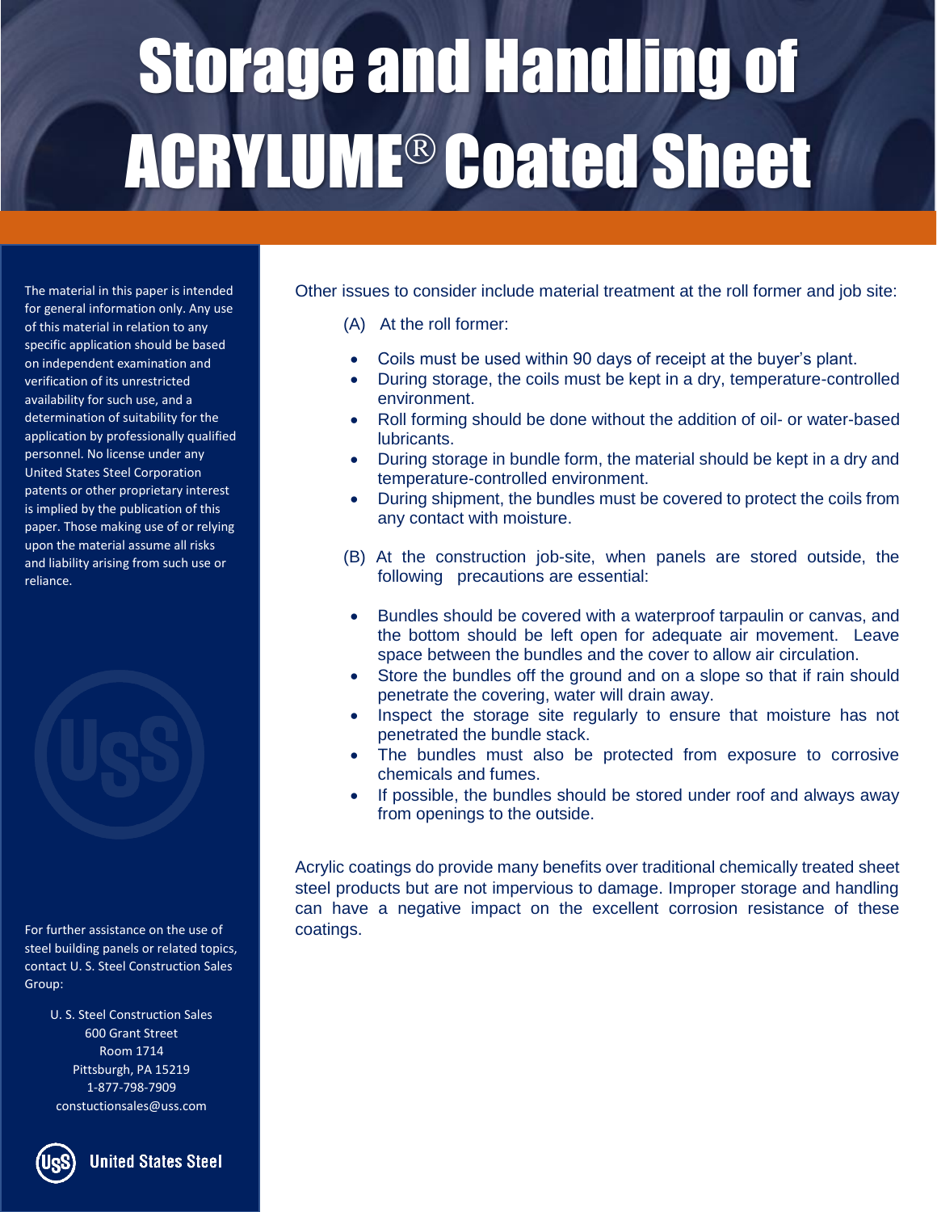# Storage and Handling of ACRYLUME® Coated Sheet

The material in this paper is intended for general information only. Any use of this material in relation to any specific application should be based on independent examination and verification of its unrestricted availability for such use, and a determination of suitability for the application by professionally qualified personnel. No license under any United States Steel Corporation patents or other proprietary interest is implied by the publication of this paper. Those making use of or relying upon the material assume all risks and liability arising from such use or reliance.

Other issues to consider include material treatment at the roll former and job site:

(A) At the roll former:

- Coils must be used within 90 days of receipt at the buyer's plant.
- During storage, the coils must be kept in a dry, temperature-controlled environment.
- Roll forming should be done without the addition of oil- or water-based lubricants.
- During storage in bundle form, the material should be kept in a dry and temperature-controlled environment.
- During shipment, the bundles must be covered to protect the coils from any contact with moisture.

(B) At the construction job-site, when panels are stored outside, the following precautions are essential:

- Bundles should be covered with a waterproof tarpaulin or canvas, and the bottom should be left open for adequate air movement. Leave space between the bundles and the cover to allow air circulation.
- Store the bundles off the ground and on a slope so that if rain should penetrate the covering, water will drain away.
- Inspect the storage site regularly to ensure that moisture has not penetrated the bundle stack.
- The bundles must also be protected from exposure to corrosive chemicals and fumes.
- If possible, the bundles should be stored under roof and always away from openings to the outside.

Acrylic coatings do provide many benefits over traditional chemically treated sheet steel products but are not impervious to damage. Improper storage and handling can have a negative impact on the excellent corrosion resistance of these coatings.

For further assistance on the use of steel building panels or related topics, contact U. S. Steel Construction Sales Group:

U. S. Steel Construction Sales
600 Grant Street
Room 1714
Pittsburgh, PA 15219
1-877-798-7909
constuctionsales@uss.com

United States Steel